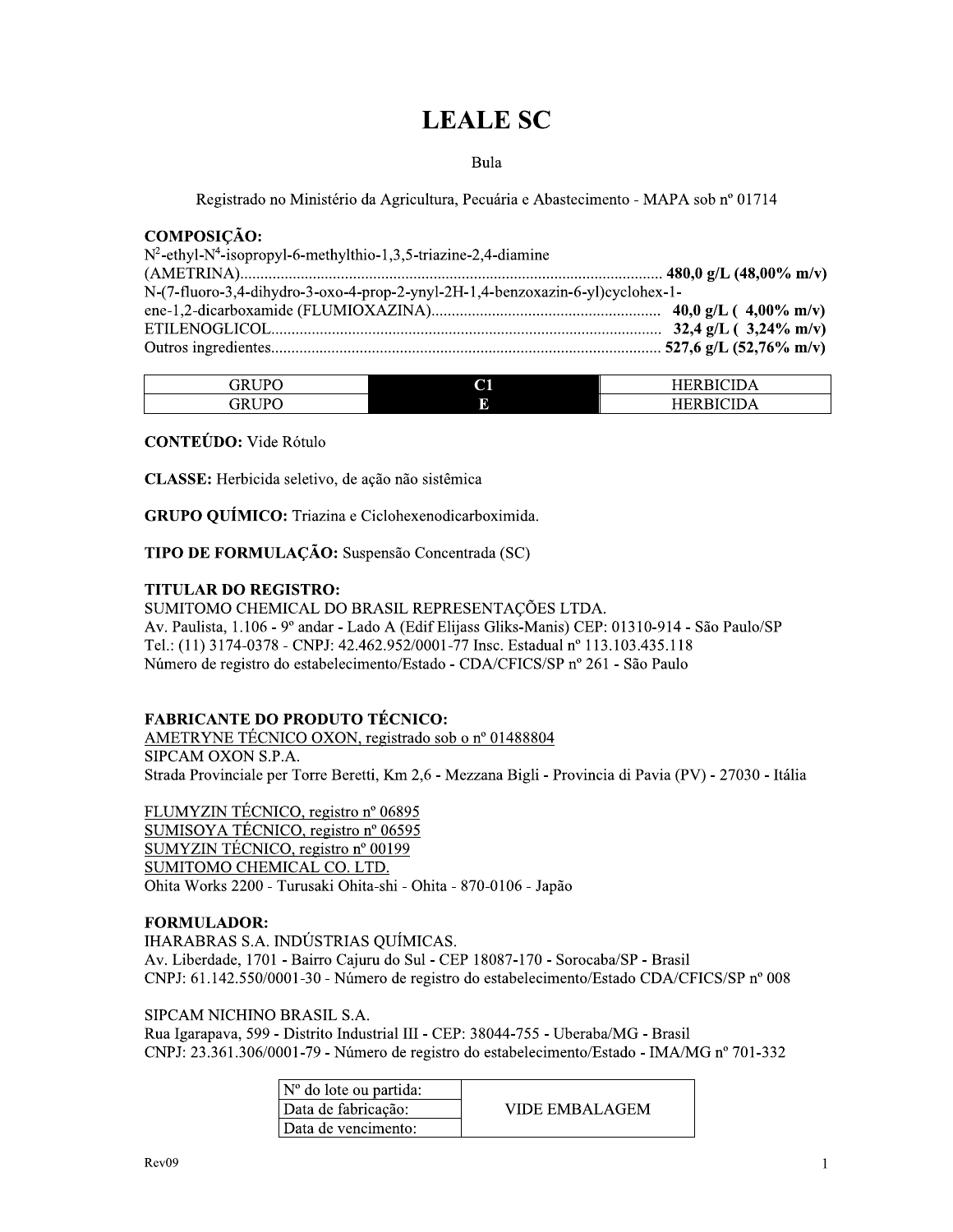# LEALE SC

Bula

Registrado no Ministério da Agricultura, Pecuária e Abastecimento - MAPA sob nº 01714

## COMPOSIÇÃO:

$N^2$-ethyl-$N^4$-isopropyl-6-methylthio-1,3,5-triazine-2,4-diamine (AMETRINA)........................................ **480,0 g/L (48,00% m/v)**
N-(7-fluoro-3,4-dihydro-3-oxo-4-prop-2-ynyl-2H-1,4-benzoxazin-6-yl)cyclohex-1-ene-1,2-dicarboxamide (FLUMIOXAZINA)........................................ **40,0 g/L ( 4,00% m/v)**
ETILENOGLICOL........................................ **32,4 g/L ( 3,24% m/v)**
Outros ingredientes........................................ **527,6 g/L (52,76% m/v)**

| GRUPO | C1 | HERBICIDA |
|---|---|---|
| GRUPO | E | HERBICIDA |

**CONTEÚDO:** Vide Rótulo

**CLASSE:** Herbicida seletivo, de ação não sistêmica

**GRUPO QUÍMICO:** Triazina e Ciclohexenodicarboximida.

**TIPO DE FORMULAÇÃO:** Suspensão Concentrada (SC)

**TITULAR DO REGISTRO:**
SUMITOMO CHEMICAL DO BRASIL REPRESENTAÇÕES LTDA.
Av. Paulista, 1.106 - 9º andar - Lado A (Edif Elijass Gliks-Manis) CEP: 01310-914 - São Paulo/SP
Tel.: (11) 3174-0378 - CNPJ: 42.462.952/0001-77 Insc. Estadual nº 113.103.435.118
Número de registro do estabelecimento/Estado - CDA/CFICS/SP nº 261 - São Paulo

**FABRICANTE DO PRODUTO TÉCNICO:**
AMETRYNE TÉCNICO OXON, registrado sob o nº 01488804
SIPCAM OXON S.P.A.
Strada Provinciale per Torre Beretti, Km 2,6 - Mezzana Bigli - Provincia di Pavia (PV) - 27030 - Itália

FLUMYZIN TÉCNICO, registro nº 06895
SUMISOYA TÉCNICO, registro nº 06595
SUMYZIN TÉCNICO, registro nº 00199
SUMITOMO CHEMICAL CO. LTD.
Ohita Works 2200 - Turusaki Ohita-shi - Ohita - 870-0106 - Japão

**FORMULADOR:**
IHARABRAS S.A. INDÚSTRIAS QUÍMICAS.
Av. Liberdade, 1701 - Bairro Cajuru do Sul - CEP 18087-170 - Sorocaba/SP - Brasil
CNPJ: 61.142.550/0001-30 - Número de registro do estabelecimento/Estado CDA/CFICS/SP nº 008

SIPCAM NICHINO BRASIL S.A.
Rua Igarapava, 599 - Distrito Industrial III - CEP: 38044-755 - Uberaba/MG - Brasil
CNPJ: 23.361.306/0001-79 - Número de registro do estabelecimento/Estado - IMA/MG nº 701-332

| Nº do lote ou partida: | VIDE EMBALAGEM |
|---|---|
| Data de fabricação: | |
| Data de vencimento: | |

Rev09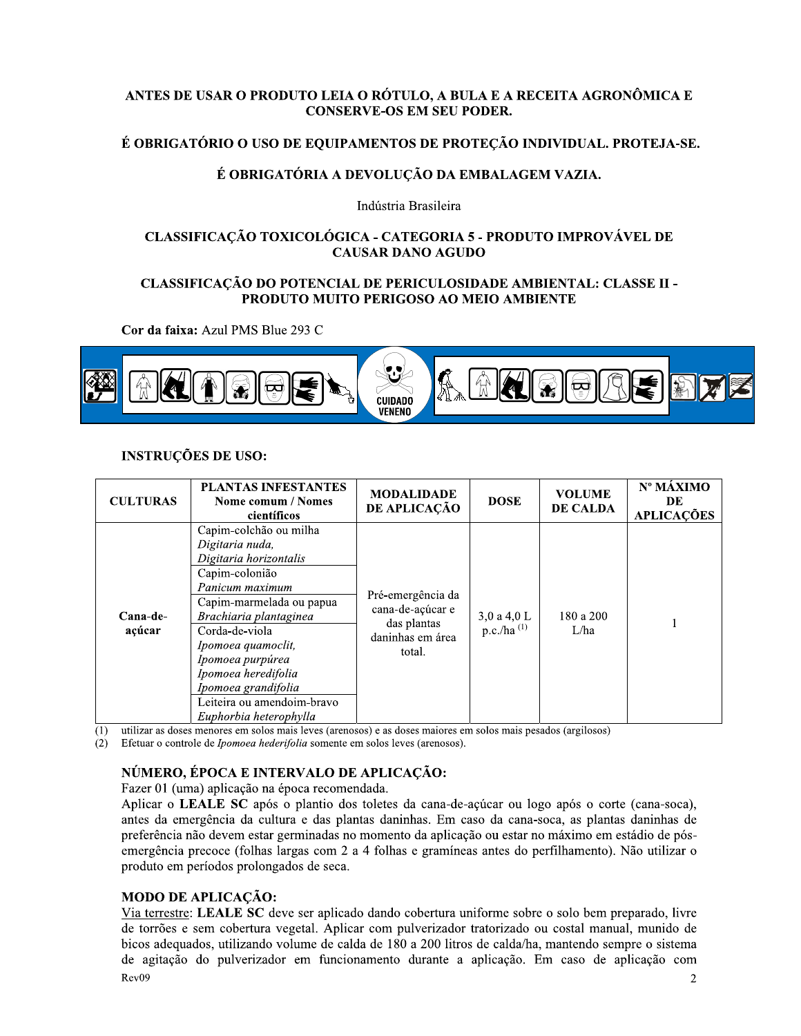**ANTES DE USAR O PRODUTO LEIA O RÓTULO, A BULA E A RECEITA AGRONÔMICA E CONSERVE-OS EM SEU PODER.**

**É OBRIGATÓRIO O USO DE EQUIPAMENTOS DE PROTEÇÃO INDIVIDUAL. PROTEJA-SE.**

**É OBRIGATÓRIA A DEVOLUÇÃO DA EMBALAGEM VAZIA.**

Indústria Brasileira

**CLASSIFICAÇÃO TOXICOLÓGICA - CATEGORIA 5 - PRODUTO IMPROVÁVEL DE CAUSAR DANO AGUDO**

**CLASSIFICAÇÃO DO POTENCIAL DE PERICULOSIDADE AMBIENTAL: CLASSE II - PRODUTO MUITO PERIGOSO AO MEIO AMBIENTE**

**Cor da faixa:** Azul PMS Blue 293 C

CUIDADO VENENO

**INSTRUÇÕES DE USO:**

| CULTURAS | PLANTAS INFESTANTES Nome comum / Nomes científicos | MODALIDADE DE APLICAÇÃO | DOSE | VOLUME DE CALDA | Nº MÁXIMO DE APLICAÇÕES |
|---|---|---|---|---|---|
| **Cana-de-açúcar** | Capim-colchão ou milha *Digitaria nuda, Digitaria horizontalis* | Pré-emergência da cana-de-açúcar e das plantas daninhas em área total. | 3,0 a 4,0 L p.c./ha (1) | 180 a 200 L/ha | 1 |
| | Capim-colonião *Panicum maximum* | | | | |
| | Capim-marmelada ou papua *Brachiaria plantaginea* | | | | |
| | Corda-de-viola *Ipomoea quamoclit, Ipomoea purpúrea, Ipomoea heredifolia, Ipomoea grandifolia* | | | | |
| | Leiteira ou amendoim-bravo *Euphorbia heterophylla* | | | | |

(1) utilizar as doses menores em solos mais leves (arenosos) e as doses maiores em solos mais pesados (argilosos)
(2) Efetuar o controle de *Ipomoea hederifolia* somente em solos leves (arenosos).

## NÚMERO, ÉPOCA E INTERVALO DE APLICAÇÃO:

Fazer 01 (uma) aplicação na época recomendada.

Aplicar o **LEALE SC** após o plantio dos toletes da cana-de-açúcar ou logo após o corte (cana-soca), antes da emergência da cultura e das plantas daninhas. Em caso da cana-soca, as plantas daninhas de preferência não devem estar germinadas no momento da aplicação ou estar no máximo em estádio de pós-emergência precoce (folhas largas com 2 a 4 folhas e gramíneas antes do perfilhamento). Não utilizar o produto em períodos prolongados de seca.

## MODO DE APLICAÇÃO:

Via terrestre: **LEALE SC** deve ser aplicado dando cobertura uniforme sobre o solo bem preparado, livre de torrões e sem cobertura vegetal. Aplicar com pulverizador tratorizado ou costal manual, munido de bicos adequados, utilizando volume de calda de 180 a 200 litros de calda/ha, mantendo sempre o sistema de agitação do pulverizador em funcionamento durante a aplicação. Em caso de aplicação com

Rev09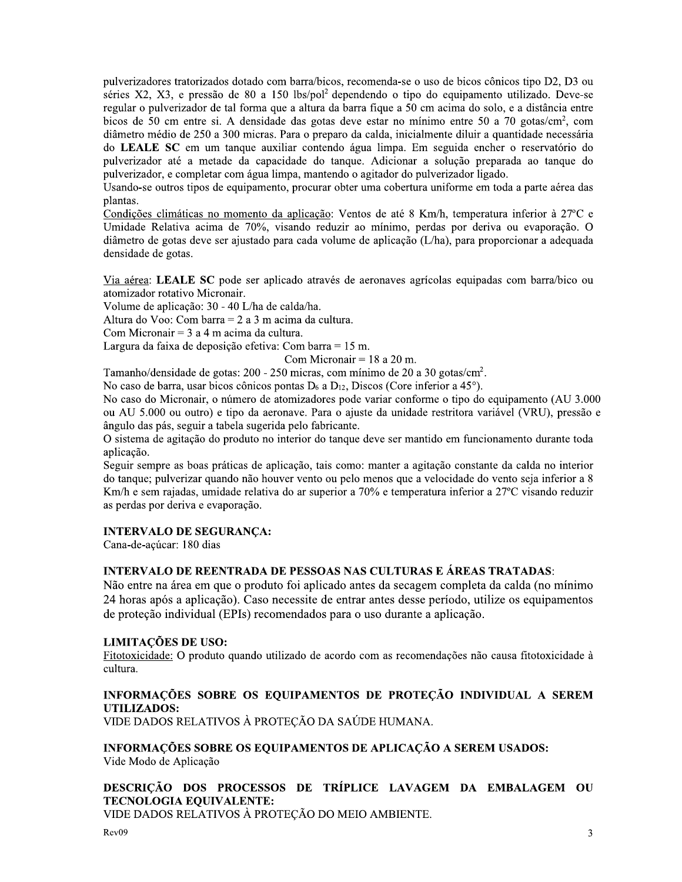pulverizadores tratorizados dotado com barra/bicos, recomenda-se o uso de bicos cônicos tipo D2, D3 ou séries X2, X3, e pressão de 80 a 150 lbs/pol$^2$ dependendo o tipo do equipamento utilizado. Deve-se regular o pulverizador de tal forma que a altura da barra fique a 50 cm acima do solo, e a distância entre bicos de 50 cm entre si. A densidade das gotas deve estar no mínimo entre 50 a 70 gotas/cm$^2$, com diâmetro médio de 250 a 300 micras. Para o preparo da calda, inicialmente diluir a quantidade necessária do **LEALE SC** em um tanque auxiliar contendo água limpa. Em seguida encher o reservatório do pulverizador até a metade da capacidade do tanque. Adicionar a solução preparada ao tanque do pulverizador, e completar com água limpa, mantendo o agitador do pulverizador ligado.

Usando-se outros tipos de equipamento, procurar obter uma cobertura uniforme em toda a parte aérea das plantas.

Condições climáticas no momento da aplicação: Ventos de até 8 Km/h, temperatura inferior à 27ºC e Umidade Relativa acima de 70%, visando reduzir ao mínimo, perdas por deriva ou evaporação. O diâmetro de gotas deve ser ajustado para cada volume de aplicação (L/ha), para proporcionar a adequada densidade de gotas.

Via aérea: **LEALE SC** pode ser aplicado através de aeronaves agrícolas equipadas com barra/bico ou atomizador rotativo Micronair.

Volume de aplicação: 30 - 40 L/ha de calda/ha.

Altura do Voo: Com barra = 2 a 3 m acima da cultura.

Com Micronair = 3 a 4 m acima da cultura.

Largura da faixa de deposição efetiva: Com barra = 15 m.

Com Micronair = 18 a 20 m.

Tamanho/densidade de gotas: 200 - 250 micras, com mínimo de 20 a 30 gotas/cm$^2$.

No caso de barra, usar bicos cônicos pontas $D_6$ a $D_{12}$, Discos (Core inferior a 45°).

No caso do Micronair, o número de atomizadores pode variar conforme o tipo do equipamento (AU 3.000 ou AU 5.000 ou outro) e tipo da aeronave. Para o ajuste da unidade restritora variável (VRU), pressão e ângulo das pás, seguir a tabela sugerida pelo fabricante.

O sistema de agitação do produto no interior do tanque deve ser mantido em funcionamento durante toda aplicação.

Seguir sempre as boas práticas de aplicação, tais como: manter a agitação constante da calda no interior do tanque; pulverizar quando não houver vento ou pelo menos que a velocidade do vento seja inferior a 8 Km/h e sem rajadas, umidade relativa do ar superior a 70% e temperatura inferior a 27ºC visando reduzir as perdas por deriva e evaporação.

**INTERVALO DE SEGURANÇA:**

Cana-de-açúcar: 180 dias

**INTERVALO DE REENTRADA DE PESSOAS NAS CULTURAS E ÁREAS TRATADAS:**

Não entre na área em que o produto foi aplicado antes da secagem completa da calda (no mínimo 24 horas após a aplicação). Caso necessite de entrar antes desse período, utilize os equipamentos de proteção individual (EPIs) recomendados para o uso durante a aplicação.

**LIMITAÇÕES DE USO:**

Fitotoxicidade: O produto quando utilizado de acordo com as recomendações não causa fitotoxicidade à cultura.

**INFORMAÇÕES SOBRE OS EQUIPAMENTOS DE PROTEÇÃO INDIVIDUAL A SEREM UTILIZADOS:**

VIDE DADOS RELATIVOS À PROTEÇÃO DA SAÚDE HUMANA.

**INFORMAÇÕES SOBRE OS EQUIPAMENTOS DE APLICAÇÃO A SEREM USADOS:**

Vide Modo de Aplicação

**DESCRIÇÃO DOS PROCESSOS DE TRÍPLICE LAVAGEM DA EMBALAGEM OU TECNOLOGIA EQUIVALENTE:**

VIDE DADOS RELATIVOS À PROTEÇÃO DO MEIO AMBIENTE.

Rev09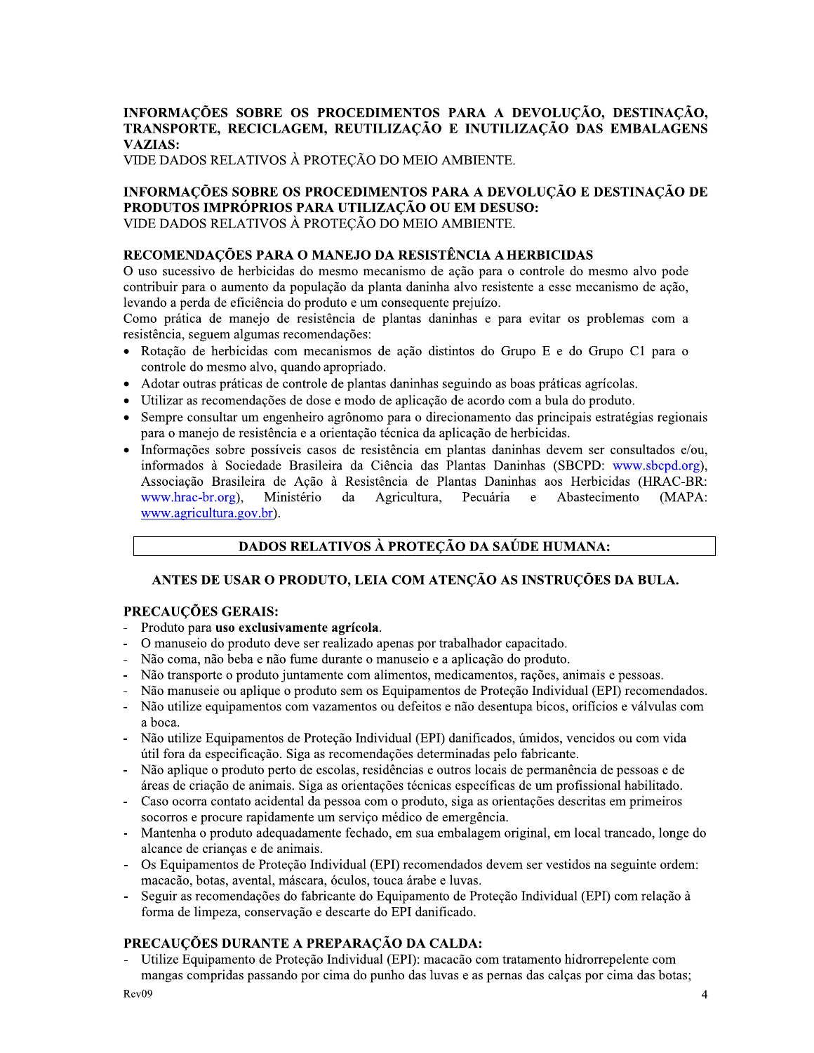## INFORMAÇÕES SOBRE OS PROCEDIMENTOS PARA A DEVOLUÇÃO, DESTINAÇÃO, TRANSPORTE, RECICLAGEM, REUTILIZAÇÃO E INUTILIZAÇÃO DAS EMBALAGENS VAZIAS:

VIDE DADOS RELATIVOS À PROTEÇÃO DO MEIO AMBIENTE.

## INFORMAÇÕES SOBRE OS PROCEDIMENTOS PARA A DEVOLUÇÃO E DESTINAÇÃO DE PRODUTOS IMPRÓPRIOS PARA UTILIZAÇÃO OU EM DESUSO:

VIDE DADOS RELATIVOS À PROTEÇÃO DO MEIO AMBIENTE.

## RECOMENDAÇÕES PARA O MANEJO DA RESISTÊNCIA A HERBICIDAS

O uso sucessivo de herbicidas do mesmo mecanismo de ação para o controle do mesmo alvo pode contribuir para o aumento da população da planta daninha alvo resistente a esse mecanismo de ação, levando a perda de eficiência do produto e um consequente prejuízo.

Como prática de manejo de resistência de plantas daninhas e para evitar os problemas com a resistência, seguem algumas recomendações:

- Rotação de herbicidas com mecanismos de ação distintos do Grupo E e do Grupo C1 para o controle do mesmo alvo, quando apropriado.
- Adotar outras práticas de controle de plantas daninhas seguindo as boas práticas agrícolas.
- Utilizar as recomendações de dose e modo de aplicação de acordo com a bula do produto.
- Sempre consultar um engenheiro agrônomo para o direcionamento das principais estratégias regionais para o manejo de resistência e a orientação técnica da aplicação de herbicidas.
- Informações sobre possíveis casos de resistência em plantas daninhas devem ser consultados e/ou, informados à Sociedade Brasileira da Ciência das Plantas Daninhas (SBCPD: www.sbcpd.org), Associação Brasileira de Ação à Resistência de Plantas Daninhas aos Herbicidas (HRAC-BR: www.hrac-br.org), Ministério da Agricultura, Pecuária e Abastecimento (MAPA: www.agricultura.gov.br).

## DADOS RELATIVOS À PROTEÇÃO DA SAÚDE HUMANA:

### ANTES DE USAR O PRODUTO, LEIA COM ATENÇÃO AS INSTRUÇÕES DA BULA.

### PRECAUÇÕES GERAIS:

- Produto para **uso exclusivamente agrícola**.
- O manuseio do produto deve ser realizado apenas por trabalhador capacitado.
- Não coma, não beba e não fume durante o manuseio e a aplicação do produto.
- Não transporte o produto juntamente com alimentos, medicamentos, rações, animais e pessoas.
- Não manuseie ou aplique o produto sem os Equipamentos de Proteção Individual (EPI) recomendados.
- Não utilize equipamentos com vazamentos ou defeitos e não desentupa bicos, orifícios e válvulas com a boca.
- Não utilize Equipamentos de Proteção Individual (EPI) danificados, úmidos, vencidos ou com vida útil fora da especificação. Siga as recomendações determinadas pelo fabricante.
- Não aplique o produto perto de escolas, residências e outros locais de permanência de pessoas e de áreas de criação de animais. Siga as orientações técnicas específicas de um profissional habilitado.
- Caso ocorra contato acidental da pessoa com o produto, siga as orientações descritas em primeiros socorros e procure rapidamente um serviço médico de emergência.
- Mantenha o produto adequadamente fechado, em sua embalagem original, em local trancado, longe do alcance de crianças e de animais.
- Os Equipamentos de Proteção Individual (EPI) recomendados devem ser vestidos na seguinte ordem: macacão, botas, avental, máscara, óculos, touca árabe e luvas.
- Seguir as recomendações do fabricante do Equipamento de Proteção Individual (EPI) com relação à forma de limpeza, conservação e descarte do EPI danificado.

### PRECAUÇÕES DURANTE A PREPARAÇÃO DA CALDA:

- Utilize Equipamento de Proteção Individual (EPI): macacão com tratamento hidrorrepelente com mangas compridas passando por cima do punho das luvas e as pernas das calças por cima das botas;

Rev09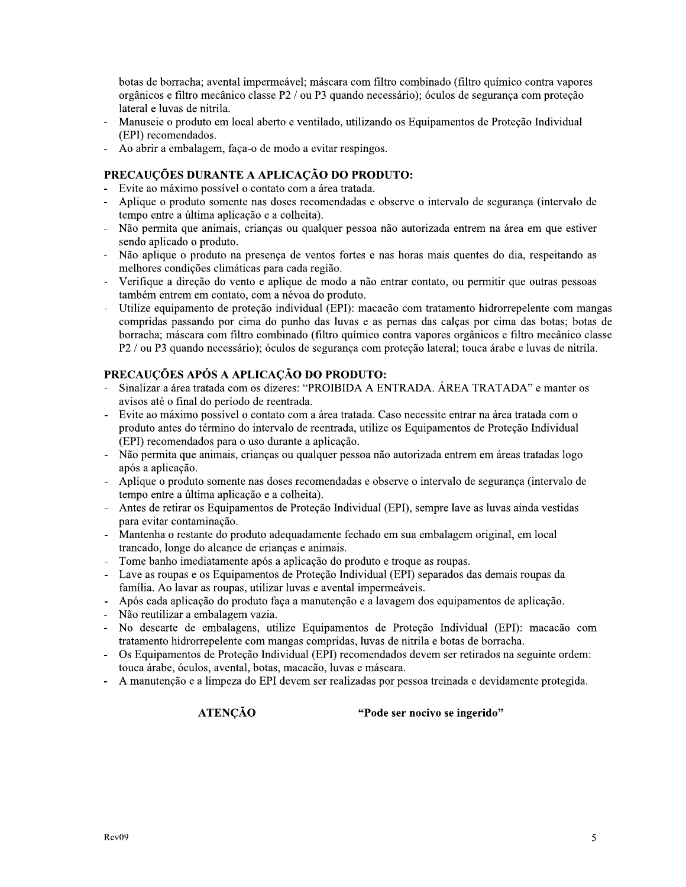botas de borracha; avental impermeável; máscara com filtro combinado (filtro químico contra vapores orgânicos e filtro mecânico classe P2 / ou P3 quando necessário); óculos de segurança com proteção lateral e luvas de nitrila.

- Manuseie o produto em local aberto e ventilado, utilizando os Equipamentos de Proteção Individual (EPI) recomendados.
- Ao abrir a embalagem, faça-o de modo a evitar respingos.

### PRECAUÇÕES DURANTE A APLICAÇÃO DO PRODUTO:

- Evite ao máximo possível o contato com a área tratada.
- Aplique o produto somente nas doses recomendadas e observe o intervalo de segurança (intervalo de tempo entre a última aplicação e a colheita).
- Não permita que animais, crianças ou qualquer pessoa não autorizada entrem na área em que estiver sendo aplicado o produto.
- Não aplique o produto na presença de ventos fortes e nas horas mais quentes do dia, respeitando as melhores condições climáticas para cada região.
- Verifique a direção do vento e aplique de modo a não entrar contato, ou permitir que outras pessoas também entrem em contato, com a névoa do produto.
- Utilize equipamento de proteção individual (EPI): macacão com tratamento hidrorrepelente com mangas compridas passando por cima do punho das luvas e as pernas das calças por cima das botas; botas de borracha; máscara com filtro combinado (filtro químico contra vapores orgânicos e filtro mecânico classe P2 / ou P3 quando necessário); óculos de segurança com proteção lateral; touca árabe e luvas de nitrila.

### PRECAUÇÕES APÓS A APLICAÇÃO DO PRODUTO:

- Sinalizar a área tratada com os dizeres: "PROIBIDA A ENTRADA. ÁREA TRATADA" e manter os avisos até o final do período de reentrada.
- Evite ao máximo possível o contato com a área tratada. Caso necessite entrar na área tratada com o produto antes do término do intervalo de reentrada, utilize os Equipamentos de Proteção Individual (EPI) recomendados para o uso durante a aplicação.
- Não permita que animais, crianças ou qualquer pessoa não autorizada entrem em áreas tratadas logo após a aplicação.
- Aplique o produto somente nas doses recomendadas e observe o intervalo de segurança (intervalo de tempo entre a última aplicação e a colheita).
- Antes de retirar os Equipamentos de Proteção Individual (EPI), sempre lave as luvas ainda vestidas para evitar contaminação.
- Mantenha o restante do produto adequadamente fechado em sua embalagem original, em local trancado, longe do alcance de crianças e animais.
- Tome banho imediatamente após a aplicação do produto e troque as roupas.
- Lave as roupas e os Equipamentos de Proteção Individual (EPI) separados das demais roupas da família. Ao lavar as roupas, utilizar luvas e avental impermeáveis.
- Após cada aplicação do produto faça a manutenção e a lavagem dos equipamentos de aplicação.
- Não reutilizar a embalagem vazia.
- No descarte de embalagens, utilize Equipamentos de Proteção Individual (EPI): macacão com tratamento hidrorrepelente com mangas compridas, luvas de nitrila e botas de borracha.
- Os Equipamentos de Proteção Individual (EPI) recomendados devem ser retirados na seguinte ordem: touca árabe, óculos, avental, botas, macacão, luvas e máscara.
- A manutenção e a limpeza do EPI devem ser realizadas por pessoa treinada e devidamente protegida.

**ATENÇÃO** **"Pode ser nocivo se ingerido"**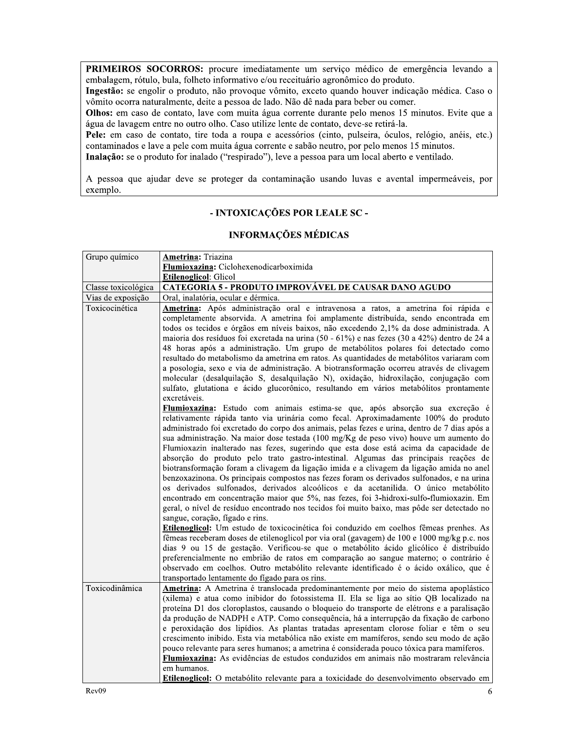**PRIMEIROS SOCORROS:** procure imediatamente um serviço médico de emergência levando a embalagem, rótulo, bula, folheto informativo e/ou receituário agronômico do produto.
**Ingestão:** se engolir o produto, não provoque vômito, exceto quando houver indicação médica. Caso o vômito ocorra naturalmente, deite a pessoa de lado. Não dê nada para beber ou comer.
**Olhos:** em caso de contato, lave com muita água corrente durante pelo menos 15 minutos. Evite que a água de lavagem entre no outro olho. Caso utilize lente de contato, deve-se retirá-la.
**Pele:** em caso de contato, tire toda a roupa e acessórios (cinto, pulseira, óculos, relógio, anéis, etc.) contaminados e lave a pele com muita água corrente e sabão neutro, por pelo menos 15 minutos.
**Inalação:** se o produto for inalado ("respirado"), leve a pessoa para um local aberto e ventilado.

A pessoa que ajudar deve se proteger da contaminação usando luvas e avental impermeáveis, por exemplo.

## - INTOXICAÇÕES POR LEALE SC -

## INFORMAÇÕES MÉDICAS

| | |
|---|---|
| Grupo químico | **Ametrina:** Triazina<br>**Flumioxazina:** Ciclohexenodicarboximida<br>**Etilenoglicol**: Glicol |
| Classe toxicológica | **CATEGORIA 5 - PRODUTO IMPROVÁVEL DE CAUSAR DANO AGUDO** |
| Vias de exposição | Oral, inalatória, ocular e dérmica. |
| Toxicocinética | **Ametrina:** Após administração oral e intravenosa a ratos, a ametrina foi rápida e completamente absorvida. A ametrina foi amplamente distribuída, sendo encontrada em todos os tecidos e órgãos em níveis baixos, não excedendo 2,1% da dose administrada. A maioria dos resíduos foi excretada na urina (50 - 61%) e nas fezes (30 a 42%) dentro de 24 a 48 horas após a administração. Um grupo de metabólitos polares foi detectado como resultado do metabolismo da ametrina em ratos. As quantidades de metabólitos variaram com a posologia, sexo e via de administração. A biotransformação ocorreu através de clivagem molecular (desalquilação S, desalquilação N), oxidação, hidroxilação, conjugação com sulfato, glutationa e ácido glucorônico, resultando em vários metabólitos prontamente excretáveis.<br>**Flumioxazina:** Estudo com animais estima-se que, após absorção sua excreção é relativamente rápida tanto via urinária como fecal. Aproximadamente 100% do produto administrado foi excretado do corpo dos animais, pelas fezes e urina, dentro de 7 dias após a sua administração. Na maior dose testada (100 mg/Kg de peso vivo) houve um aumento do Flumioxazin inalterado nas fezes, sugerindo que esta dose está acima da capacidade de absorção do produto pelo trato gastro-intestinal. Algumas das principais reações de biotransformação foram a clivagem da ligação imida e a clivagem da ligação amida no anel benzoxazinona. Os principais compostos nas fezes foram os derivados sulfonados, e na urina os derivados sulfonados, derivados alcoólicos e da acetanilida. O único metabólito encontrado em concentração maior que 5%, nas fezes, foi 3-hidroxi-sulfo-flumioxazin. Em geral, o nível de resíduo encontrado nos tecidos foi muito baixo, mas pôde ser detectado no sangue, coração, fígado e rins.<br>**Etilenoglicol:** Um estudo de toxicocinética foi conduzido em coelhos fêmeas prenhes. As fêmeas receberam doses de etilenoglicol por via oral (gavagem) de 100 e 1000 mg/kg p.c. nos dias 9 ou 15 de gestação. Verificou-se que o metabólito ácido glicólico é distribuído preferencialmente no embrião de ratos em comparação ao sangue materno; o contrário é observado em coelhos. Outro metabólito relevante identificado é o ácido oxálico, que é transportado lentamente do fígado para os rins. |
| Toxicodinâmica | **Ametrina:** A Ametrina é translocada predominantemente por meio do sistema apoplástico (xilema) e atua como inibidor do fotossistema II. Ela se liga ao sítio QB localizado na proteína D1 dos cloroplastos, causando o bloqueio do transporte de elétrons e a paralisação da produção de NADPH e ATP. Como consequência, há a interrupção da fixação de carbono e peroxidação dos lipídios. As plantas tratadas apresentam clorose foliar e têm o seu crescimento inibido. Esta via metabólica não existe em mamíferos, sendo seu modo de ação pouco relevante para seres humanos; a ametrina é considerada pouco tóxica para mamíferos.<br>**Flumioxazina:** As evidências de estudos conduzidos em animais não mostraram relevância em humanos.<br>**Etilenoglicol:** O metabólito relevante para a toxicidade do desenvolvimento observado em |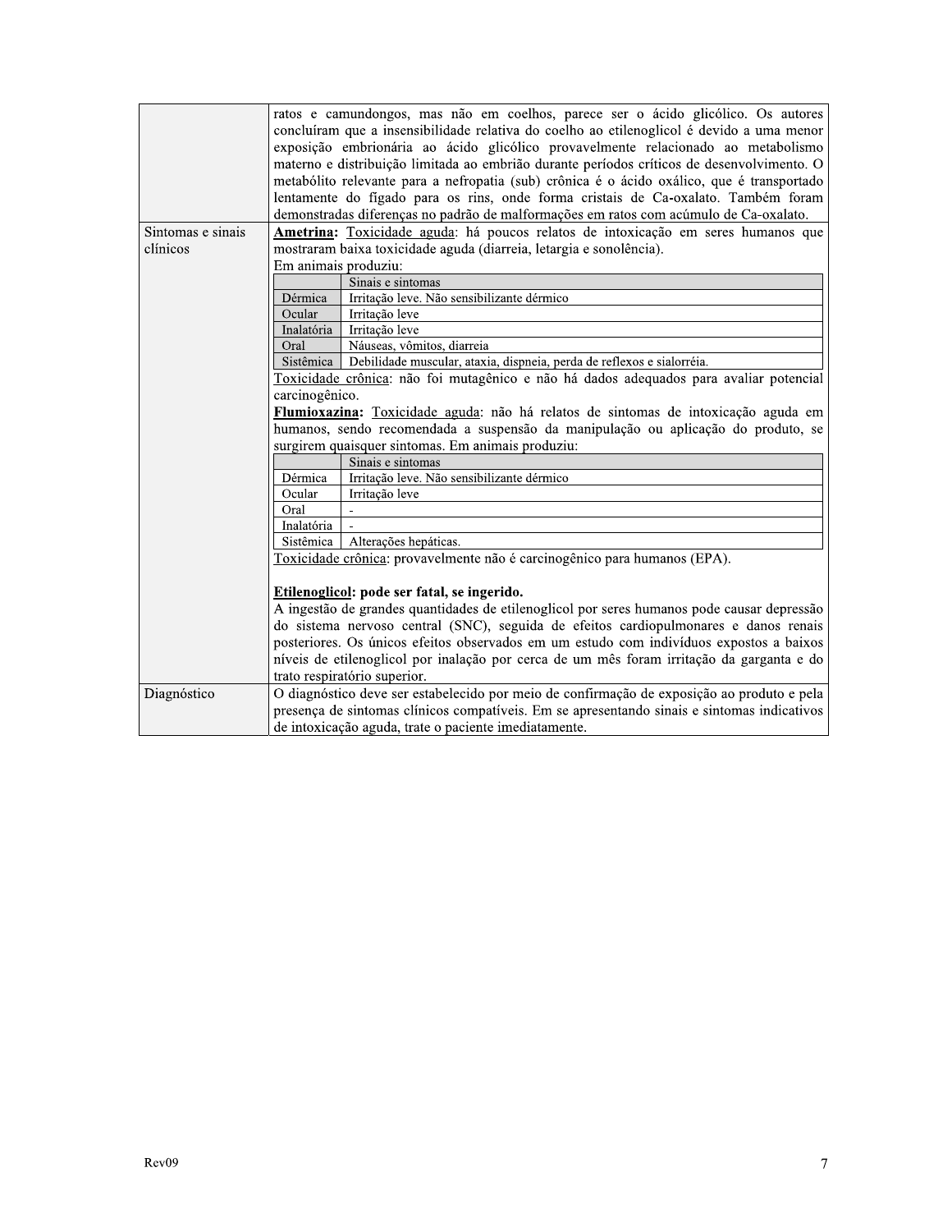| | |
|---|---|
| | ratos e camundongos, mas não em coelhos, parece ser o ácido glicólico. Os autores concluíram que a insensibilidade relativa do coelho ao etilenoglicol é devido a uma menor exposição embrionária ao ácido glicólico provavelmente relacionado ao metabolismo materno e distribuição limitada ao embrião durante períodos críticos de desenvolvimento. O metabólito relevante para a nefropatia (sub) crônica é o ácido oxálico, que é transportado lentamente do fígado para os rins, onde forma cristais de Ca-oxalato. Também foram demonstradas diferenças no padrão de malformações em ratos com acúmulo de Ca-oxalato. |
| Sintomas e sinais clínicos | **<u>Ametrina</u>:** <u>Toxicidade aguda</u>: há poucos relatos de intoxicação em seres humanos que mostraram baixa toxicidade aguda (diarreia, letargia e sonolência).<br>Em animais produziu:<br><br>\| \| Sinais e sintomas \|<br>\|---\|---\|<br>\| Dérmica \| Irritação leve. Não sensibilizante dérmico \|<br>\| Ocular \| Irritação leve \|<br>\| Inalatória \| Irritação leve \|<br>\| Oral \| Náuseas, vômitos, diarreia \|<br>\| Sistêmica \| Debilidade muscular, ataxia, dispneia, perda de reflexos e sialorréia. \|<br><br><u>Toxicidade crônica</u>: não foi mutagênico e não há dados adequados para avaliar potencial carcinogênico.<br>**<u>Flumioxazina</u>:** <u>Toxicidade aguda</u>: não há relatos de sintomas de intoxicação aguda em humanos, sendo recomendada a suspensão da manipulação ou aplicação do produto, se surgirem quaisquer sintomas. Em animais produziu:<br><br>\| \| Sinais e sintomas \|<br>\|---\|---\|<br>\| Dérmica \| Irritação leve. Não sensibilizante dérmico \|<br>\| Ocular \| Irritação leve \|<br>\| Oral \| - \|<br>\| Inalatória \| - \|<br>\| Sistêmica \| Alterações hepáticas. \|<br><br><u>Toxicidade crônica</u>: provavelmente não é carcinogênico para humanos (EPA).<br><br>**<u>Etilenoglicol</u>: pode ser fatal, se ingerido.**<br>A ingestão de grandes quantidades de etilenoglicol por seres humanos pode causar depressão do sistema nervoso central (SNC), seguida de efeitos cardiopulmonares e danos renais posteriores. Os únicos efeitos observados em um estudo com indivíduos expostos a baixos níveis de etilenoglicol por inalação por cerca de um mês foram irritação da garganta e do trato respiratório superior. |
| Diagnóstico | O diagnóstico deve ser estabelecido por meio de confirmação de exposição ao produto e pela presença de sintomas clínicos compatíveis. Em se apresentando sinais e sintomas indicativos de intoxicação aguda, trate o paciente imediatamente. |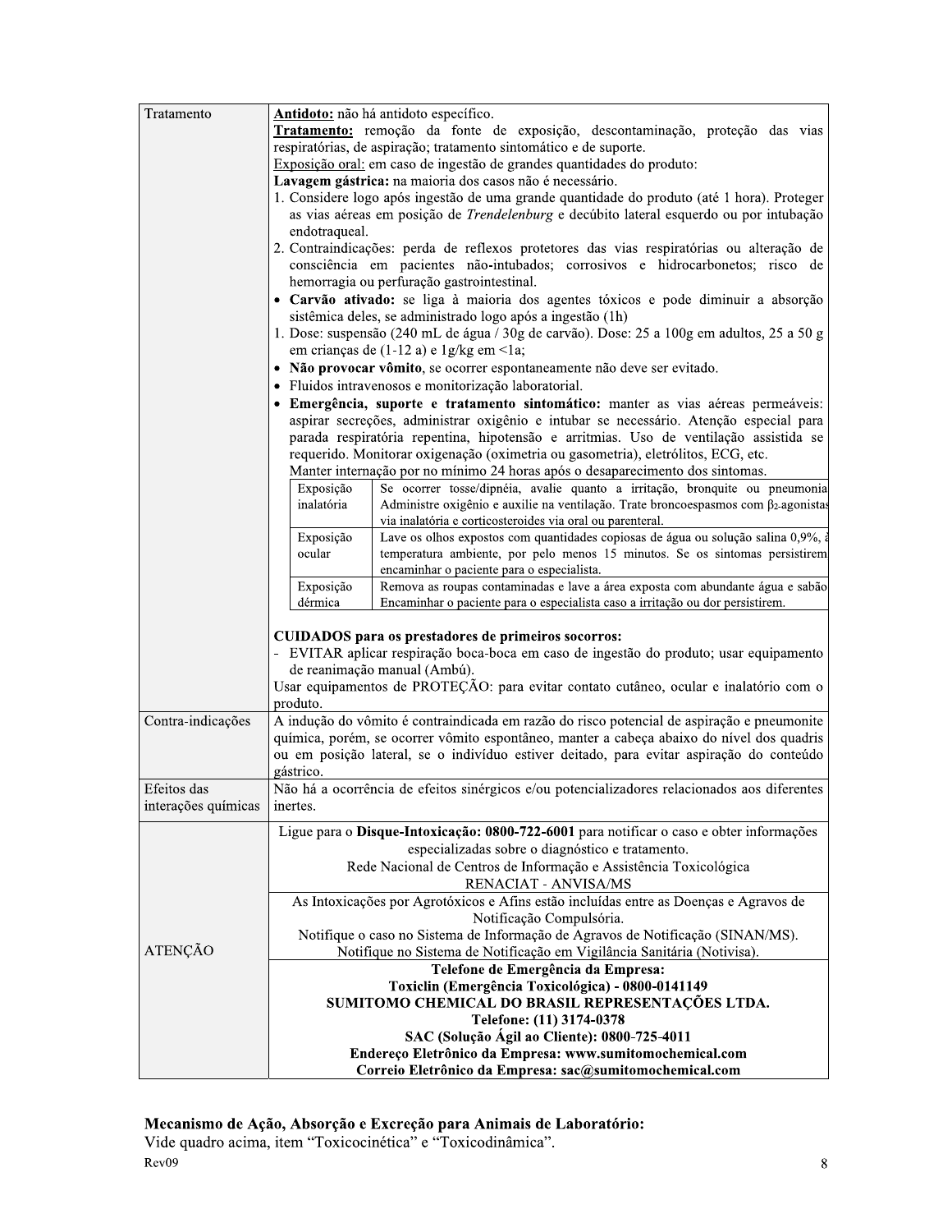| | |
|---|---|
| Tratamento | **Antídoto:** não há antídoto específico.<br>**Tratamento:** remoção da fonte de exposição, descontaminação, proteção das vias respiratórias, de aspiração; tratamento sintomático e de suporte.<br>Exposição oral: em caso de ingestão de grandes quantidades do produto:<br>**Lavagem gástrica:** na maioria dos casos não é necessário.<br>1. Considere logo após ingestão de uma grande quantidade do produto (até 1 hora). Proteger as vias aéreas em posição de *Trendelenburg* e decúbito lateral esquerdo ou por intubação endotraqueal.<br>2. Contraindicações: perda de reflexos protetores das vias respiratórias ou alteração de consciência em pacientes não-intubados; corrosivos e hidrocarbonetos; risco de hemorragia ou perfuração gastrointestinal.<br>• **Carvão ativado:** se liga à maioria dos agentes tóxicos e pode diminuir a absorção sistêmica deles, se administrado logo após a ingestão (1h)<br>1. Dose: suspensão (240 mL de água / 30g de carvão). Dose: 25 a 100g em adultos, 25 a 50 g em crianças de (1-12 a) e 1g/kg em <1a;<br>• **Não provocar vômito**, se ocorrer espontaneamente não deve ser evitado.<br>• Fluidos intravenosos e monitorização laboratorial.<br>• **Emergência, suporte e tratamento sintomático:** manter as vias aéreas permeáveis: aspirar secreções, administrar oxigênio e intubar se necessário. Atenção especial para parada respiratória repentina, hipotensão e arritmias. Uso de ventilação assistida se requerido. Monitorar oxigenação (oximetria ou gasometria), eletrólitos, ECG, etc.<br>Manter internação por no mínimo 24 horas após o desaparecimento dos sintomas.<br>**Exposição inalatória:** Se ocorrer tosse/dipnéia, avalie quanto a irritação, bronquite ou pneumonia. Administre oxigênio e auxilie na ventilação. Trate broncoespasmos com $\beta_2$-agonistas via inalatória e corticosteroides via oral ou parenteral.<br>**Exposição ocular:** Lave os olhos expostos com quantidades copiosas de água ou solução salina 0,9%, à temperatura ambiente, por pelo menos 15 minutos. Se os sintomas persistirem, encaminhar o paciente para o especialista.<br>**Exposição dérmica:** Remova as roupas contaminadas e lave a área exposta com abundante água e sabão. Encaminhar o paciente para o especialista caso a irritação ou dor persistirem.<br><br>**CUIDADOS para os prestadores de primeiros socorros:**<br>- EVITAR aplicar respiração boca-boca em caso de ingestão do produto; usar equipamento de reanimação manual (Ambú).<br>Usar equipamentos de PROTEÇÃO: para evitar contato cutâneo, ocular e inalatório com o produto. |
| Contra-indicações | A indução do vômito é contraindicada em razão do risco potencial de aspiração e pneumonite química, porém, se ocorrer vômito espontâneo, manter a cabeça abaixo do nível dos quadris ou em posição lateral, se o indivíduo estiver deitado, para evitar aspiração do conteúdo gástrico. |
| Efeitos das interações químicas | Não há a ocorrência de efeitos sinérgicos e/ou potencializadores relacionados aos diferentes inertes. |
| ATENÇÃO | Ligue para o **Disque-Intoxicação: 0800-722-6001** para notificar o caso e obter informações especializadas sobre o diagnóstico e tratamento.<br>Rede Nacional de Centros de Informação e Assistência Toxicológica<br>RENACIAT - ANVISA/MS<br><br>As Intoxicações por Agrotóxicos e Afins estão incluídas entre as Doenças e Agravos de Notificação Compulsória.<br>Notifique o caso no Sistema de Informação de Agravos de Notificação (SINAN/MS).<br>Notifique no Sistema de Notificação em Vigilância Sanitária (Notivisa).<br><br>**Telefone de Emergência da Empresa:**<br>**Toxiclin (Emergência Toxicológica) - 0800-0141149**<br>**SUMITOMO CHEMICAL DO BRASIL REPRESENTAÇÕES LTDA.**<br>**Telefone: (11) 3174-0378**<br>**SAC (Solução Ágil ao Cliente): 0800-725-4011**<br>**Endereço Eletrônico da Empresa: www.sumitomochemical.com**<br>**Correio Eletrônico da Empresa: sac@sumitomochemical.com** |

**Mecanismo de Ação, Absorção e Excreção para Animais de Laboratório:**

Vide quadro acima, item "Toxicocinética" e "Toxicodinâmica".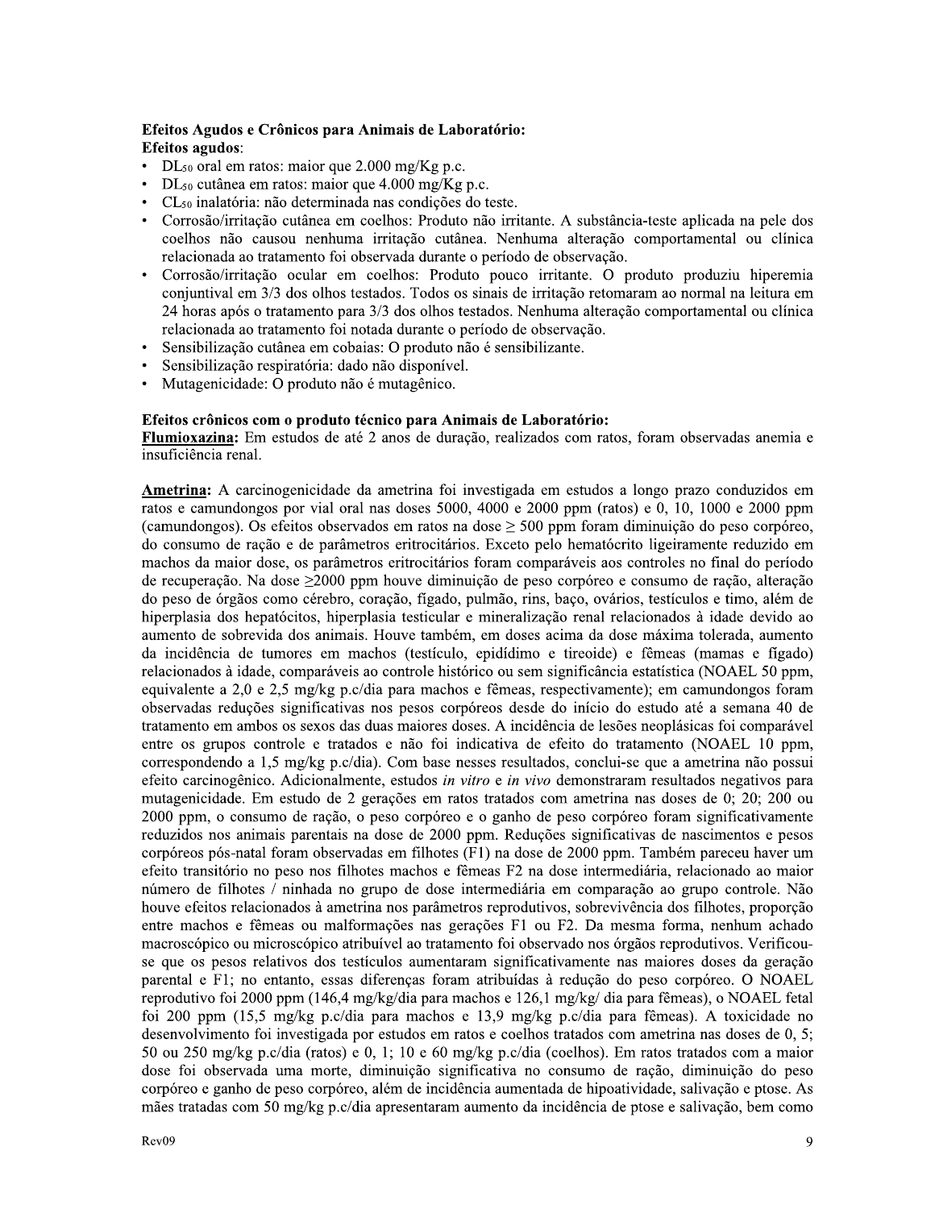**Efeitos Agudos e Crônicos para Animais de Laboratório:**

**Efeitos agudos**:

- $DL_{50}$ oral em ratos: maior que 2.000 mg/Kg p.c.
- $DL_{50}$ cutânea em ratos: maior que 4.000 mg/Kg p.c.
- $CL_{50}$ inalatória: não determinada nas condições do teste.
- Corrosão/irritação cutânea em coelhos: Produto não irritante. A substância-teste aplicada na pele dos coelhos não causou nenhuma irritação cutânea. Nenhuma alteração comportamental ou clínica relacionada ao tratamento foi observada durante o período de observação.
- Corrosão/irritação ocular em coelhos: Produto pouco irritante. O produto produziu hiperemia conjuntival em 3/3 dos olhos testados. Todos os sinais de irritação retomaram ao normal na leitura em 24 horas após o tratamento para 3/3 dos olhos testados. Nenhuma alteração comportamental ou clínica relacionada ao tratamento foi notada durante o período de observação.
- Sensibilização cutânea em cobaias: O produto não é sensibilizante.
- Sensibilização respiratória: dado não disponível.
- Mutagenicidade: O produto não é mutagênico.

**Efeitos crônicos com o produto técnico para Animais de Laboratório:**

**Flumioxazina:** Em estudos de até 2 anos de duração, realizados com ratos, foram observadas anemia e insuficiência renal.

**Ametrina:** A carcinogenicidade da ametrina foi investigada em estudos a longo prazo conduzidos em ratos e camundongos por vial oral nas doses 5000, 4000 e 2000 ppm (ratos) e 0, 10, 1000 e 2000 ppm (camundongos). Os efeitos observados em ratos na dose ≥ 500 ppm foram diminuição do peso corpóreo, do consumo de ração e de parâmetros eritrocitários. Exceto pelo hematócrito ligeiramente reduzido em machos da maior dose, os parâmetros eritrocitários foram comparáveis aos controles no final do período de recuperação. Na dose ≥2000 ppm houve diminuição de peso corpóreo e consumo de ração, alteração do peso de órgãos como cérebro, coração, fígado, pulmão, rins, baço, ovários, testículos e timo, além de hiperplasia dos hepatócitos, hiperplasia testicular e mineralização renal relacionados à idade devido ao aumento de sobrevida dos animais. Houve também, em doses acima da dose máxima tolerada, aumento da incidência de tumores em machos (testículo, epidídimo e tireoide) e fêmeas (mamas e fígado) relacionados à idade, comparáveis ao controle histórico ou sem significância estatística (NOAEL 50 ppm, equivalente a 2,0 e 2,5 mg/kg p.c/dia para machos e fêmeas, respectivamente); em camundongos foram observadas reduções significativas nos pesos corpóreos desde do início do estudo até a semana 40 de tratamento em ambos os sexos das duas maiores doses. A incidência de lesões neoplásicas foi comparável entre os grupos controle e tratados e não foi indicativa de efeito do tratamento (NOAEL 10 ppm, correspondendo a 1,5 mg/kg p.c/dia). Com base nesses resultados, conclui-se que a ametrina não possui efeito carcinogênico. Adicionalmente, estudos *in vitro* e *in vivo* demonstraram resultados negativos para mutagenicidade. Em estudo de 2 gerações em ratos tratados com ametrina nas doses de 0; 20; 200 ou 2000 ppm, o consumo de ração, o peso corpóreo e o ganho de peso corpóreo foram significativamente reduzidos nos animais parentais na dose de 2000 ppm. Reduções significativas de nascimentos e pesos corpóreos pós-natal foram observadas em filhotes (F1) na dose de 2000 ppm. Também pareceu haver um efeito transitório no peso nos filhotes machos e fêmeas F2 na dose intermediária, relacionado ao maior número de filhotes / ninhada no grupo de dose intermediária em comparação ao grupo controle. Não houve efeitos relacionados à ametrina nos parâmetros reprodutivos, sobrevivência dos filhotes, proporção entre machos e fêmeas ou malformações nas gerações F1 ou F2. Da mesma forma, nenhum achado macroscópico ou microscópico atribuível ao tratamento foi observado nos órgãos reprodutivos. Verificou-se que os pesos relativos dos testículos aumentaram significativamente nas maiores doses da geração parental e F1; no entanto, essas diferenças foram atribuídas à redução do peso corpóreo. O NOAEL reprodutivo foi 2000 ppm (146,4 mg/kg/dia para machos e 126,1 mg/kg/ dia para fêmeas), o NOAEL fetal foi 200 ppm (15,5 mg/kg p.c/dia para machos e 13,9 mg/kg p.c/dia para fêmeas). A toxicidade no desenvolvimento foi investigada por estudos em ratos e coelhos tratados com ametrina nas doses de 0, 5; 50 ou 250 mg/kg p.c/dia (ratos) e 0, 1; 10 e 60 mg/kg p.c/dia (coelhos). Em ratos tratados com a maior dose foi observada uma morte, diminuição significativa no consumo de ração, diminuição do peso corpóreo e ganho de peso corpóreo, além de incidência aumentada de hipoatividade, salivação e ptose. As mães tratadas com 50 mg/kg p.c/dia apresentaram aumento da incidência de ptose e salivação, bem como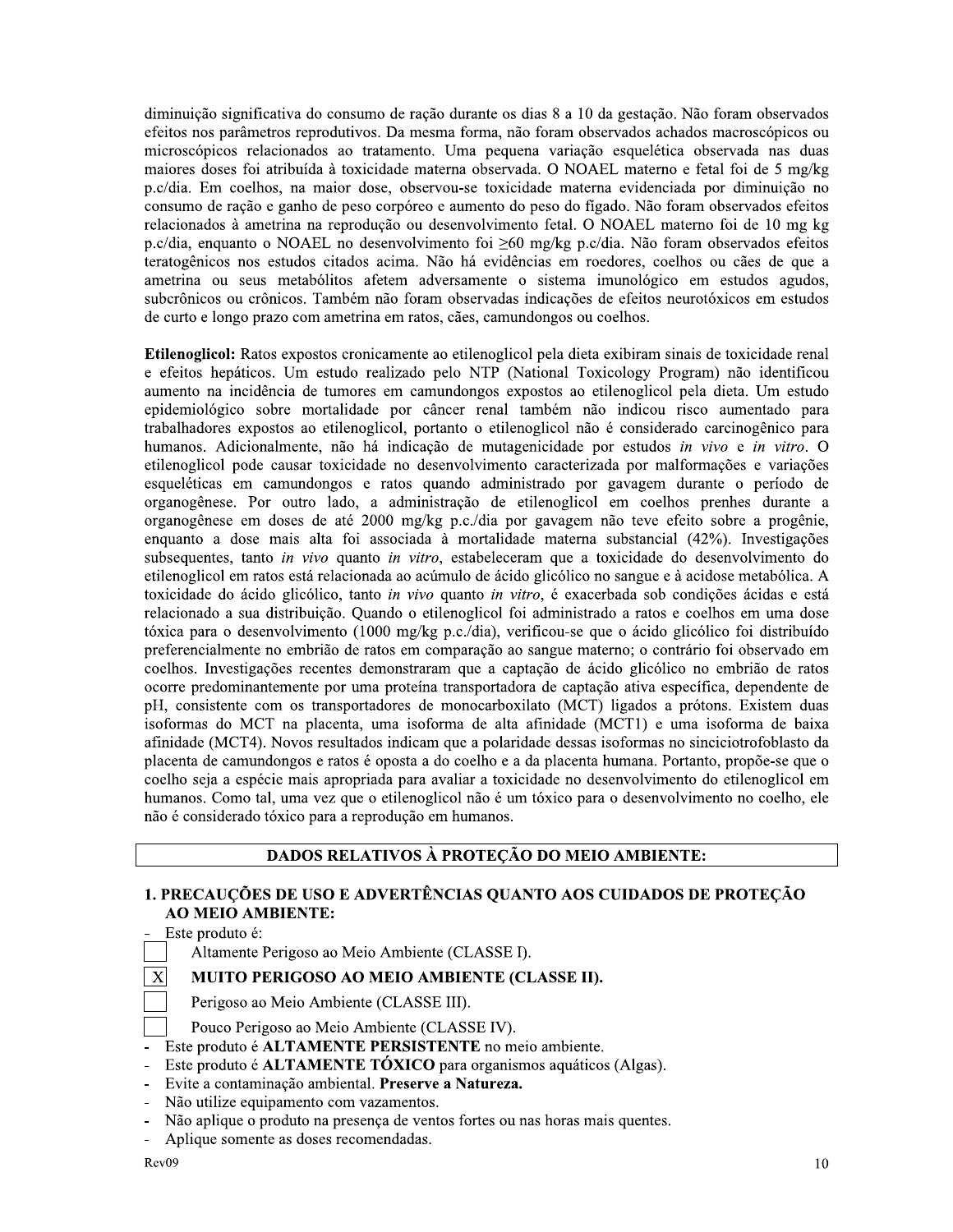diminuição significativa do consumo de ração durante os dias 8 a 10 da gestação. Não foram observados efeitos nos parâmetros reprodutivos. Da mesma forma, não foram observados achados macroscópicos ou microscópicos relacionados ao tratamento. Uma pequena variação esquelética observada nas duas maiores doses foi atribuída à toxicidade materna observada. O NOAEL materno e fetal foi de 5 mg/kg p.c/dia. Em coelhos, na maior dose, observou-se toxicidade materna evidenciada por diminuição no consumo de ração e ganho de peso corpóreo e aumento do peso do fígado. Não foram observados efeitos relacionados à ametrina na reprodução ou desenvolvimento fetal. O NOAEL materno foi de 10 mg kg p.c/dia, enquanto o NOAEL no desenvolvimento foi ≥60 mg/kg p.c/dia. Não foram observados efeitos teratogênicos nos estudos citados acima. Não há evidências em roedores, coelhos ou cães de que a ametrina ou seus metabólitos afetem adversamente o sistema imunológico em estudos agudos, subcrônicos ou crônicos. Também não foram observadas indicações de efeitos neurotóxicos em estudos de curto e longo prazo com ametrina em ratos, cães, camundongos ou coelhos.

**Etilenoglicol:** Ratos expostos cronicamente ao etilenoglicol pela dieta exibiram sinais de toxicidade renal e efeitos hepáticos. Um estudo realizado pelo NTP (National Toxicology Program) não identificou aumento na incidência de tumores em camundongos expostos ao etilenoglicol pela dieta. Um estudo epidemiológico sobre mortalidade por câncer renal também não indicou risco aumentado para trabalhadores expostos ao etilenoglicol, portanto o etilenoglicol não é considerado carcinogênico para humanos. Adicionalmente, não há indicação de mutagenicidade por estudos *in vivo* e *in vitro*. O etilenoglicol pode causar toxicidade no desenvolvimento caracterizada por malformações e variações esqueléticas em camundongos e ratos quando administrado por gavagem durante o período de organogênese. Por outro lado, a administração de etilenoglicol em coelhos prenhes durante a organogênese em doses de até 2000 mg/kg p.c./dia por gavagem não teve efeito sobre a progênie, enquanto a dose mais alta foi associada à mortalidade materna substancial (42%). Investigações subsequentes, tanto *in vivo* quanto *in vitro*, estabeleceram que a toxicidade do desenvolvimento do etilenoglicol em ratos está relacionada ao acúmulo de ácido glicólico no sangue e à acidose metabólica. A toxicidade do ácido glicólico, tanto *in vivo* quanto *in vitro*, é exacerbada sob condições ácidas e está relacionado a sua distribuição. Quando o etilenoglicol foi administrado a ratos e coelhos em uma dose tóxica para o desenvolvimento (1000 mg/kg p.c./dia), verificou-se que o ácido glicólico foi distribuído preferencialmente no embrião de ratos em comparação ao sangue materno; o contrário foi observado em coelhos. Investigações recentes demonstraram que a captação de ácido glicólico no embrião de ratos ocorre predominantemente por uma proteína transportadora de captação ativa específica, dependente de pH, consistente com os transportadores de monocarboxilato (MCT) ligados a prótons. Existem duas isoformas do MCT na placenta, uma isoforma de alta afinidade (MCT1) e uma isoforma de baixa afinidade (MCT4). Novos resultados indicam que a polaridade dessas isoformas no sinciciotrofoblasto da placenta de camundongos e ratos é oposta a do coelho e a da placenta humana. Portanto, propõe-se que o coelho seja a espécie mais apropriada para avaliar a toxicidade no desenvolvimento do etilenoglicol em humanos. Como tal, uma vez que o etilenoglicol não é um tóxico para o desenvolvimento no coelho, ele não é considerado tóxico para a reprodução em humanos.

## DADOS RELATIVOS À PROTEÇÃO DO MEIO AMBIENTE:

### 1. PRECAUÇÕES DE USO E ADVERTÊNCIAS QUANTO AOS CUIDADOS DE PROTEÇÃO AO MEIO AMBIENTE:

- Este produto é:
  - [ ] Altamente Perigoso ao Meio Ambiente (CLASSE I).
  - [X] **MUITO PERIGOSO AO MEIO AMBIENTE (CLASSE II).**
  - [ ] Perigoso ao Meio Ambiente (CLASSE III).
  - [ ] Pouco Perigoso ao Meio Ambiente (CLASSE IV).
- Este produto é **ALTAMENTE PERSISTENTE** no meio ambiente.
- Este produto é **ALTAMENTE TÓXICO** para organismos aquáticos (Algas).
- Evite a contaminação ambiental. **Preserve a Natureza.**
- Não utilize equipamento com vazamentos.
- Não aplique o produto na presença de ventos fortes ou nas horas mais quentes.
- Aplique somente as doses recomendadas.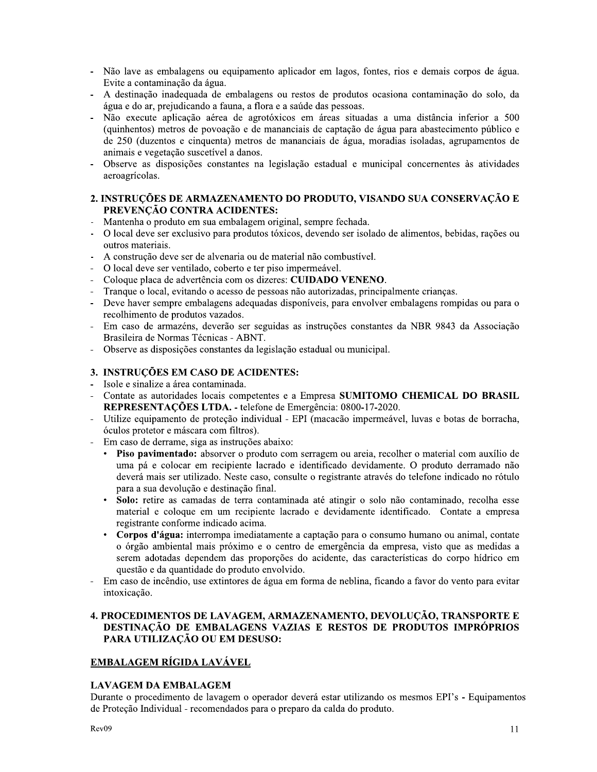- Não lave as embalagens ou equipamento aplicador em lagos, fontes, rios e demais corpos de água. Evite a contaminação da água.
- A destinação inadequada de embalagens ou restos de produtos ocasiona contaminação do solo, da água e do ar, prejudicando a fauna, a flora e a saúde das pessoas.
- Não execute aplicação aérea de agrotóxicos em áreas situadas a uma distância inferior a 500 (quinhentos) metros de povoação e de mananciais de captação de água para abastecimento público e de 250 (duzentos e cinquenta) metros de mananciais de água, moradias isoladas, agrupamentos de animais e vegetação suscetível a danos.
- Observe as disposições constantes na legislação estadual e municipal concernentes às atividades aeroagrícolas.

## 2. INSTRUÇÕES DE ARMAZENAMENTO DO PRODUTO, VISANDO SUA CONSERVAÇÃO E PREVENÇÃO CONTRA ACIDENTES:

- Mantenha o produto em sua embalagem original, sempre fechada.
- O local deve ser exclusivo para produtos tóxicos, devendo ser isolado de alimentos, bebidas, rações ou outros materiais.
- A construção deve ser de alvenaria ou de material não combustível.
- O local deve ser ventilado, coberto e ter piso impermeável.
- Coloque placa de advertência com os dizeres: **CUIDADO VENENO**.
- Tranque o local, evitando o acesso de pessoas não autorizadas, principalmente crianças.
- Deve haver sempre embalagens adequadas disponíveis, para envolver embalagens rompidas ou para o recolhimento de produtos vazados.
- Em caso de armazéns, deverão ser seguidas as instruções constantes da NBR 9843 da Associação Brasileira de Normas Técnicas - ABNT.
- Observe as disposições constantes da legislação estadual ou municipal.

## 3. INSTRUÇÕES EM CASO DE ACIDENTES:

- Isole e sinalize a área contaminada.
- Contate as autoridades locais competentes e a Empresa **SUMITOMO CHEMICAL DO BRASIL REPRESENTAÇÕES LTDA.** - telefone de Emergência: 0800-17-2020.
- Utilize equipamento de proteção individual - EPI (macacão impermeável, luvas e botas de borracha, óculos protetor e máscara com filtros).
- Em caso de derrame, siga as instruções abaixo:
  - **Piso pavimentado:** absorver o produto com serragem ou areia, recolher o material com auxílio de uma pá e colocar em recipiente lacrado e identificado devidamente. O produto derramado não deverá mais ser utilizado. Neste caso, consulte o registrante através do telefone indicado no rótulo para a sua devolução e destinação final.
  - **Solo:** retire as camadas de terra contaminada até atingir o solo não contaminado, recolha esse material e coloque em um recipiente lacrado e devidamente identificado. Contate a empresa registrante conforme indicado acima.
  - **Corpos d'água:** interrompa imediatamente a captação para o consumo humano ou animal, contate o órgão ambiental mais próximo e o centro de emergência da empresa, visto que as medidas a serem adotadas dependem das proporções do acidente, das características do corpo hídrico em questão e da quantidade do produto envolvido.
- Em caso de incêndio, use extintores de água em forma de neblina, ficando a favor do vento para evitar intoxicação.

## 4. PROCEDIMENTOS DE LAVAGEM, ARMAZENAMENTO, DEVOLUÇÃO, TRANSPORTE E DESTINAÇÃO DE EMBALAGENS VAZIAS E RESTOS DE PRODUTOS IMPRÓPRIOS PARA UTILIZAÇÃO OU EM DESUSO:

### EMBALAGEM RÍGIDA LAVÁVEL

### LAVAGEM DA EMBALAGEM

Durante o procedimento de lavagem o operador deverá estar utilizando os mesmos EPI's - Equipamentos de Proteção Individual - recomendados para o preparo da calda do produto.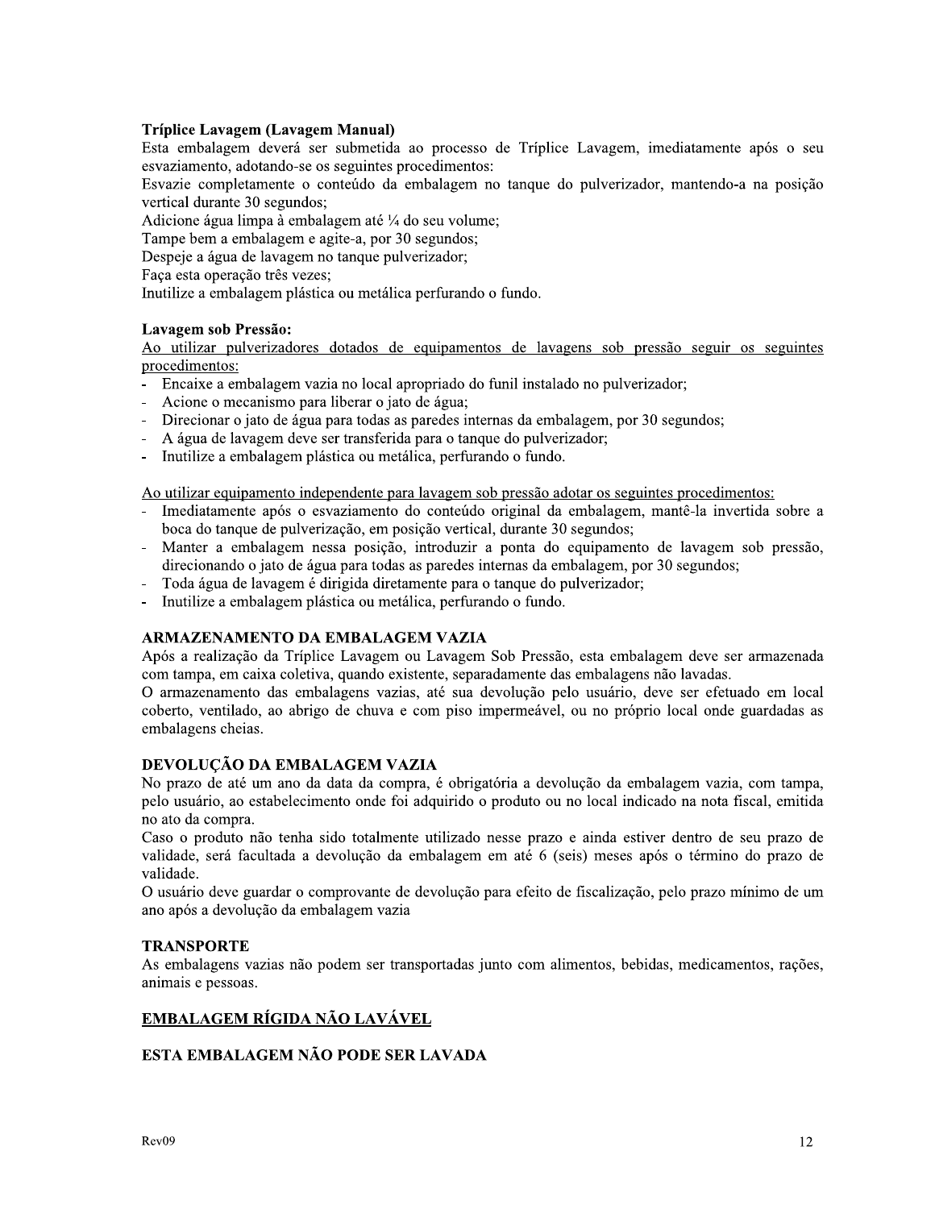**Tríplice Lavagem (Lavagem Manual)**

Esta embalagem deverá ser submetida ao processo de Tríplice Lavagem, imediatamente após o seu esvaziamento, adotando-se os seguintes procedimentos:

Esvazie completamente o conteúdo da embalagem no tanque do pulverizador, mantendo-a na posição vertical durante 30 segundos;

Adicione água limpa à embalagem até ¼ do seu volume;

Tampe bem a embalagem e agite-a, por 30 segundos;

Despeje a água de lavagem no tanque pulverizador;

Faça esta operação três vezes;

Inutilize a embalagem plástica ou metálica perfurando o fundo.

**Lavagem sob Pressão:**

<u>Ao utilizar pulverizadores dotados de equipamentos de lavagens sob pressão seguir os seguintes procedimentos:</u>

- Encaixe a embalagem vazia no local apropriado do funil instalado no pulverizador;
- Acione o mecanismo para liberar o jato de água;
- Direcionar o jato de água para todas as paredes internas da embalagem, por 30 segundos;
- A água de lavagem deve ser transferida para o tanque do pulverizador;
- Inutilize a embalagem plástica ou metálica, perfurando o fundo.

<u>Ao utilizar equipamento independente para lavagem sob pressão adotar os seguintes procedimentos:</u>

- Imediatamente após o esvaziamento do conteúdo original da embalagem, mantê-la invertida sobre a boca do tanque de pulverização, em posição vertical, durante 30 segundos;
- Manter a embalagem nessa posição, introduzir a ponta do equipamento de lavagem sob pressão, direcionando o jato de água para todas as paredes internas da embalagem, por 30 segundos;
- Toda água de lavagem é dirigida diretamente para o tanque do pulverizador;
- Inutilize a embalagem plástica ou metálica, perfurando o fundo.

**ARMAZENAMENTO DA EMBALAGEM VAZIA**

Após a realização da Tríplice Lavagem ou Lavagem Sob Pressão, esta embalagem deve ser armazenada com tampa, em caixa coletiva, quando existente, separadamente das embalagens não lavadas.

O armazenamento das embalagens vazias, até sua devolução pelo usuário, deve ser efetuado em local coberto, ventilado, ao abrigo de chuva e com piso impermeável, ou no próprio local onde guardadas as embalagens cheias.

**DEVOLUÇÃO DA EMBALAGEM VAZIA**

No prazo de até um ano da data da compra, é obrigatória a devolução da embalagem vazia, com tampa, pelo usuário, ao estabelecimento onde foi adquirido o produto ou no local indicado na nota fiscal, emitida no ato da compra.

Caso o produto não tenha sido totalmente utilizado nesse prazo e ainda estiver dentro de seu prazo de validade, será facultada a devolução da embalagem em até 6 (seis) meses após o término do prazo de validade.

O usuário deve guardar o comprovante de devolução para efeito de fiscalização, pelo prazo mínimo de um ano após a devolução da embalagem vazia

**TRANSPORTE**

As embalagens vazias não podem ser transportadas junto com alimentos, bebidas, medicamentos, rações, animais e pessoas.

**<u>EMBALAGEM RÍGIDA NÃO LAVÁVEL</u>**

**ESTA EMBALAGEM NÃO PODE SER LAVADA**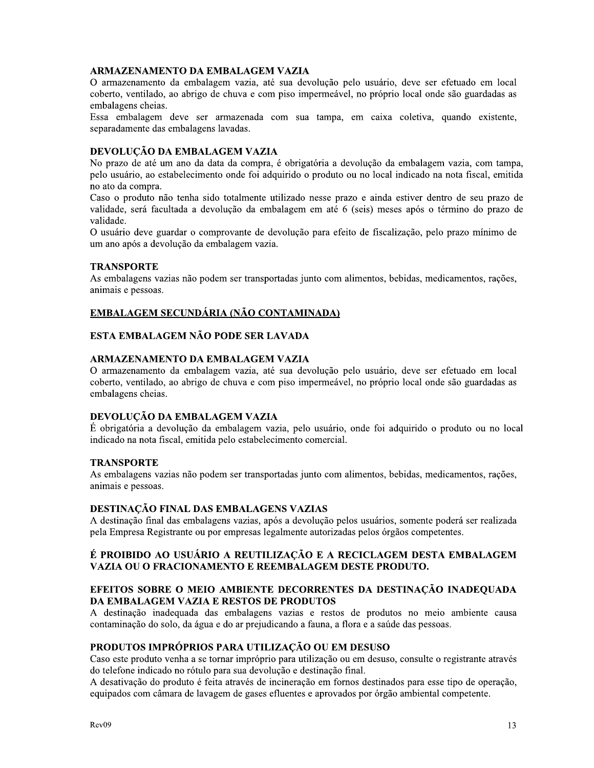### ARMAZENAMENTO DA EMBALAGEM VAZIA

O armazenamento da embalagem vazia, até sua devolução pelo usuário, deve ser efetuado em local coberto, ventilado, ao abrigo de chuva e com piso impermeável, no próprio local onde são guardadas as embalagens cheias.

Essa embalagem deve ser armazenada com sua tampa, em caixa coletiva, quando existente, separadamente das embalagens lavadas.

### DEVOLUÇÃO DA EMBALAGEM VAZIA

No prazo de até um ano da data da compra, é obrigatória a devolução da embalagem vazia, com tampa, pelo usuário, ao estabelecimento onde foi adquirido o produto ou no local indicado na nota fiscal, emitida no ato da compra.

Caso o produto não tenha sido totalmente utilizado nesse prazo e ainda estiver dentro de seu prazo de validade, será facultada a devolução da embalagem em até 6 (seis) meses após o término do prazo de validade.

O usuário deve guardar o comprovante de devolução para efeito de fiscalização, pelo prazo mínimo de um ano após a devolução da embalagem vazia.

### TRANSPORTE

As embalagens vazias não podem ser transportadas junto com alimentos, bebidas, medicamentos, rações, animais e pessoas.

### EMBALAGEM SECUNDÁRIA (NÃO CONTAMINADA)

### ESTA EMBALAGEM NÃO PODE SER LAVADA

### ARMAZENAMENTO DA EMBALAGEM VAZIA

O armazenamento da embalagem vazia, até sua devolução pelo usuário, deve ser efetuado em local coberto, ventilado, ao abrigo de chuva e com piso impermeável, no próprio local onde são guardadas as embalagens cheias.

### DEVOLUÇÃO DA EMBALAGEM VAZIA

É obrigatória a devolução da embalagem vazia, pelo usuário, onde foi adquirido o produto ou no local indicado na nota fiscal, emitida pelo estabelecimento comercial.

### TRANSPORTE

As embalagens vazias não podem ser transportadas junto com alimentos, bebidas, medicamentos, rações, animais e pessoas.

### DESTINAÇÃO FINAL DAS EMBALAGENS VAZIAS

A destinação final das embalagens vazias, após a devolução pelos usuários, somente poderá ser realizada pela Empresa Registrante ou por empresas legalmente autorizadas pelos órgãos competentes.

### É PROIBIDO AO USUÁRIO A REUTILIZAÇÃO E A RECICLAGEM DESTA EMBALAGEM VAZIA OU O FRACIONAMENTO E REEMBALAGEM DESTE PRODUTO.

### EFEITOS SOBRE O MEIO AMBIENTE DECORRENTES DA DESTINAÇÃO INADEQUADA DA EMBALAGEM VAZIA E RESTOS DE PRODUTOS

A destinação inadequada das embalagens vazias e restos de produtos no meio ambiente causa contaminação do solo, da água e do ar prejudicando a fauna, a flora e a saúde das pessoas.

### PRODUTOS IMPRÓPRIOS PARA UTILIZAÇÃO OU EM DESUSO

Caso este produto venha a se tornar impróprio para utilização ou em desuso, consulte o registrante através do telefone indicado no rótulo para sua devolução e destinação final.

A desativação do produto é feita através de incineração em fornos destinados para esse tipo de operação, equipados com câmara de lavagem de gases efluentes e aprovados por órgão ambiental competente.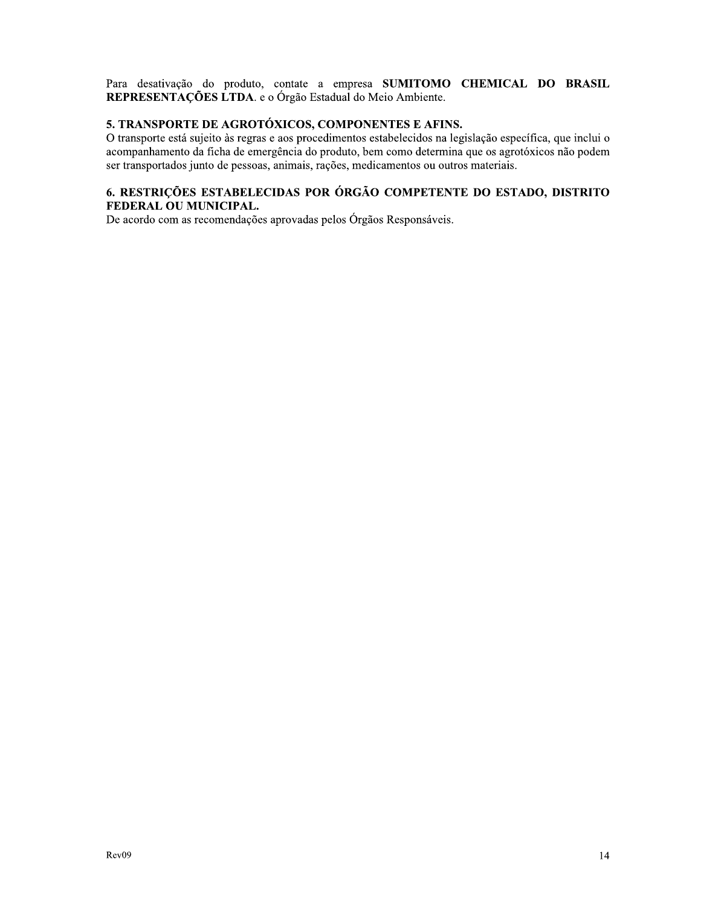Para desativação do produto, contate a empresa **SUMITOMO CHEMICAL DO BRASIL REPRESENTAÇÕES LTDA**. e o Órgão Estadual do Meio Ambiente.

## 5. TRANSPORTE DE AGROTÓXICOS, COMPONENTES E AFINS.

O transporte está sujeito às regras e aos procedimentos estabelecidos na legislação específica, que inclui o acompanhamento da ficha de emergência do produto, bem como determina que os agrotóxicos não podem ser transportados junto de pessoas, animais, rações, medicamentos ou outros materiais.

## 6. RESTRIÇÕES ESTABELECIDAS POR ÓRGÃO COMPETENTE DO ESTADO, DISTRITO FEDERAL OU MUNICIPAL.

De acordo com as recomendações aprovadas pelos Órgãos Responsáveis.

Rev09